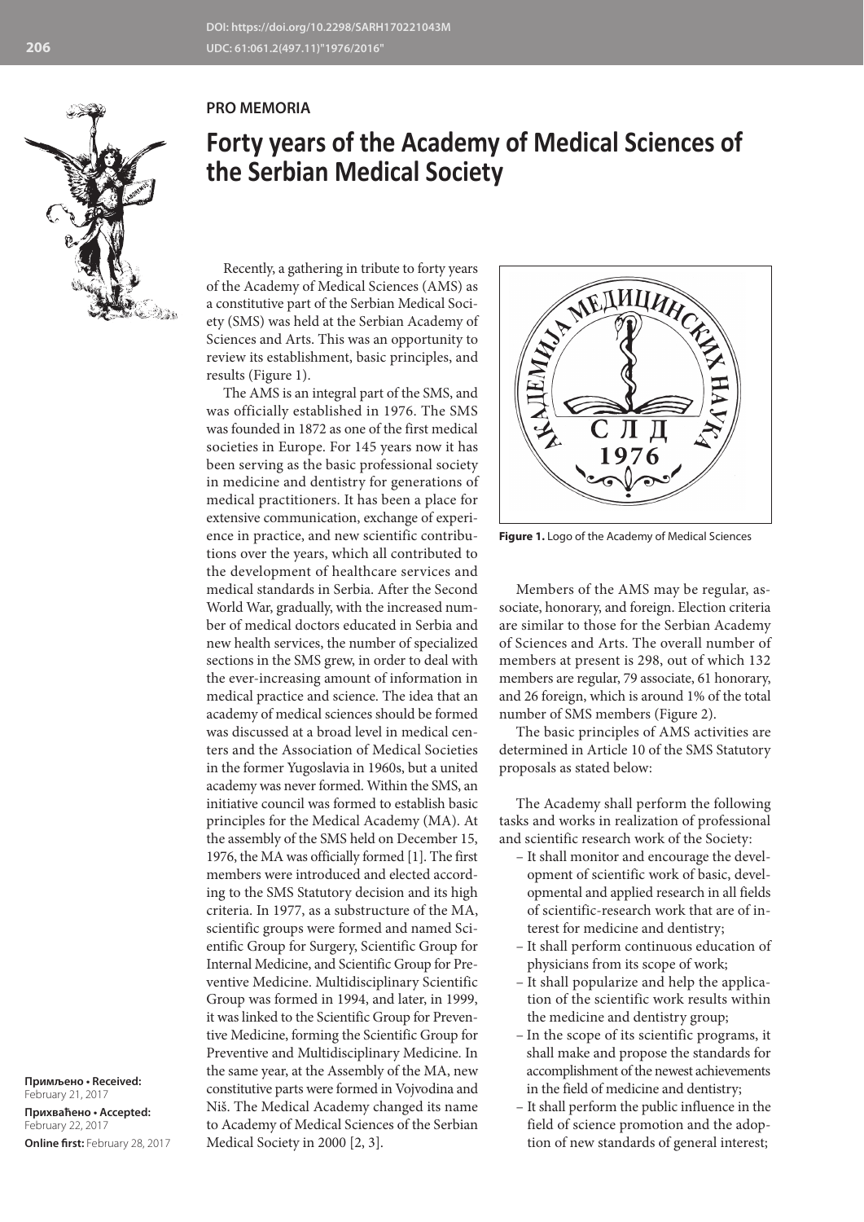PRO MEMORIA

# Forty years of the Academy of Medical Sciences of the Serbian Medical Society

Recently, a gathering in tribute to forty years of the Academy of Medical Sciences (AMS) as a constitutive part of the Serbian Medical Society (SMS) was held at the Serbian Academy of Sciences and Arts. This was an opportunity to review its establishment, basic principles, and results (Figure 1).

The AMS is an integral part of the SMS, and was officially established in 1976. The SMS was founded in 1872 as one of the first medical societies in Europe. For 145 years now it has been serving as the basic professional society in medicine and dentistry for generations of medical practitioners. It has been a place for extensive communication, exchange of experience in practice, and new scientific contributions over the years, which all contributed to the development of healthcare services and medical standards in Serbia. After the Second World War, gradually, with the increased number of medical doctors educated in Serbia and new health services, the number of specialized sections in the SMS grew, in order to deal with the ever-increasing amount of information in medical practice and science. The idea that an academy of medical sciences should be formed was discussed at a broad level in medical centers and the Association of Medical Societies in the former Yugoslavia in 1960s, but a united academy was never formed. Within the SMS, an initiative council was formed to establish basic principles for the Medical Academy (MA). At the assembly of the SMS held on December 15, 1976, the MA was officially formed [1]. The first members were introduced and elected according to the SMS Statutory decision and its high criteria. In 1977, as a substructure of the MA, scientific groups were formed and named Scientific Group for Surgery, Scientific Group for Internal Medicine, and Scientific Group for Preventive Medicine. Multidisciplinary Scientific Group was formed in 1994, and later, in 1999, it was linked to the Scientific Group for Preventive Medicine, forming the Scientific Group for Preventive and Multidisciplinary Medicine. In the same year, at the Assembly of the MA, new constitutive parts were formed in Vojvodina and Niš. The Medical Academy changed its name to Academy of Medical Sciences of the Serbian Medical Society in 2000 [2, 3].

**Figure 1.** Logo of the Academy of Medical Sciences

Members of the AMS may be regular, associate, honorary, and foreign. Election criteria are similar to those for the Serbian Academy of Sciences and Arts. The overall number of members at present is 298, out of which 132 members are regular, 79 associate, 61 honorary, and 26 foreign, which is around 1% of the total number of SMS members (Figure 2).

The basic principles of AMS activities are determined in Article 10 of the SMS Statutory proposals as stated below:

The Academy shall perform the following tasks and works in realization of professional and scientific research work of the Society:

- It shall monitor and encourage the development of scientific work of basic, developmental and applied research in all fields of scientific-research work that are of interest for medicine and dentistry;
- It shall perform continuous education of physicians from its scope of work;
- It shall popularize and help the application of the scientific work results within the medicine and dentistry group;
- In the scope of its scientific programs, it shall make and propose the standards for accomplishment of the newest achievements in the field of medicine and dentistry;
- It shall perform the public influence in the field of science promotion and the adoption of new standards of general interest;

**Примљено • Received:** February 21, 2017
**Прихваћено • Accepted:** February 22, 2017
**Online first:** February 28, 2017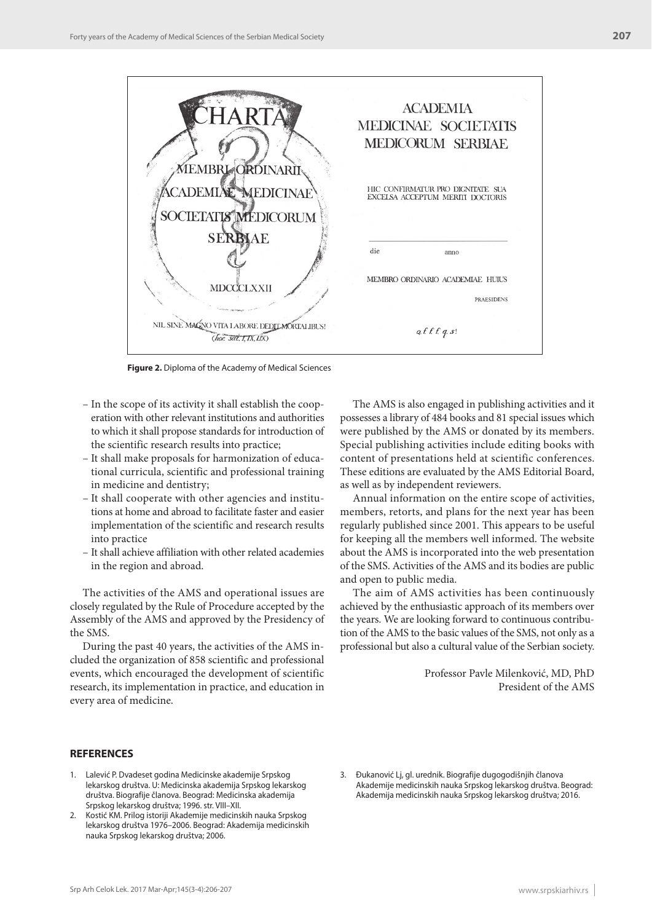**Figure 2.** Diploma of the Academy of Medical Sciences

- In the scope of its activity it shall establish the cooperation with other relevant institutions and authorities to which it shall propose standards for introduction of the scientific research results into practice;
- It shall make proposals for harmonization of educational curricula, scientific and professional training in medicine and dentistry;
- It shall cooperate with other agencies and institutions at home and abroad to facilitate faster and easier implementation of the scientific and research results into practice
- It shall achieve affiliation with other related academies in the region and abroad.

The activities of the AMS and operational issues are closely regulated by the Rule of Procedure accepted by the Assembly of the AMS and approved by the Presidency of the SMS.

During the past 40 years, the activities of the AMS included the organization of 858 scientific and professional events, which encouraged the development of scientific research, its implementation in practice, and education in every area of medicine.

The AMS is also engaged in publishing activities and it possesses a library of 484 books and 81 special issues which were published by the AMS or donated by its members. Special publishing activities include editing books with content of presentations held at scientific conferences. These editions are evaluated by the AMS Editorial Board, as well as by independent reviewers.

Annual information on the entire scope of activities, members, retorts, and plans for the next year has been regularly published since 2001. This appears to be useful for keeping all the members well informed. The website about the AMS is incorporated into the web presentation of the SMS. Activities of the AMS and its bodies are public and open to public media.

The aim of AMS activities has been continuously achieved by the enthusiastic approach of its members over the years. We are looking forward to continuous contribution of the AMS to the basic values of the SMS, not only as a professional but also a cultural value of the Serbian society.

Professor Pavle Milenković, MD, PhD
President of the AMS

## REFERENCES

1. Lalević P. Dvadeset godina Medicinske akademije Srpskog lekarskog društva. U: Medicinska akademija Srpskog lekarskog društva. Biografije članova. Beograd: Medicinska akademija Srpskog lekarskog društva; 1996. str. VIII–XII.
2. Kostić KM. Prilog istoriji Akademije medicinskih nauka Srpskog lekarskog društva 1976–2006. Beograd: Akademija medicinskih nauka Srpskog lekarskog društva; 2006.
3. Đukanović Lj, gl. urednik. Biografije dugogodišnjih članova Akademije medicinskih nauka Srpskog lekarskog društva. Beograd: Akademija medicinskih nauka Srpskog lekarskog društva; 2016.